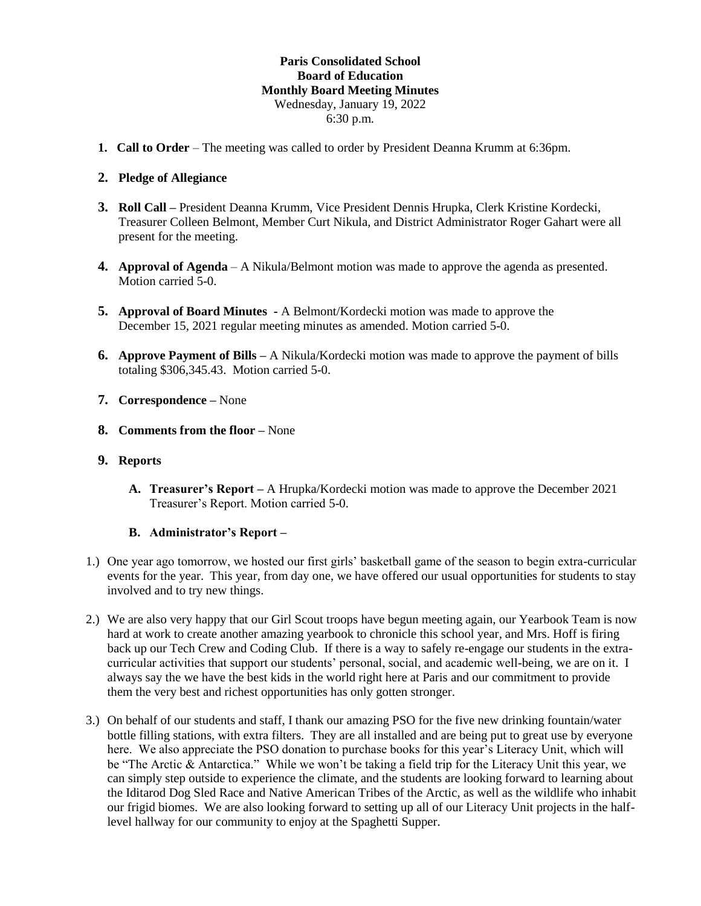**Paris Consolidated School**
**Board of Education**
**Monthly Board Meeting Minutes**
Wednesday, January 19, 2022
6:30 p.m.

1. **Call to Order** – The meeting was called to order by President Deanna Krumm at 6:36pm.

2. **Pledge of Allegiance**

3. **Roll Call –** President Deanna Krumm, Vice President Dennis Hrupka, Clerk Kristine Kordecki, Treasurer Colleen Belmont, Member Curt Nikula, and District Administrator Roger Gahart were all present for the meeting.

4. **Approval of Agenda** – A Nikula/Belmont motion was made to approve the agenda as presented. Motion carried 5-0.

5. **Approval of Board Minutes** - A Belmont/Kordecki motion was made to approve the December 15, 2021 regular meeting minutes as amended. Motion carried 5-0.

6. **Approve Payment of Bills –** A Nikula/Kordecki motion was made to approve the payment of bills totaling $306,345.43. Motion carried 5-0.

7. **Correspondence –** None

8. **Comments from the floor –** None

9. **Reports**

   A. **Treasurer's Report –** A Hrupka/Kordecki motion was made to approve the December 2021 Treasurer's Report. Motion carried 5-0.

   B. **Administrator's Report –**

1.) One year ago tomorrow, we hosted our first girls' basketball game of the season to begin extra-curricular events for the year. This year, from day one, we have offered our usual opportunities for students to stay involved and to try new things.

2.) We are also very happy that our Girl Scout troops have begun meeting again, our Yearbook Team is now hard at work to create another amazing yearbook to chronicle this school year, and Mrs. Hoff is firing back up our Tech Crew and Coding Club. If there is a way to safely re-engage our students in the extra-curricular activities that support our students' personal, social, and academic well-being, we are on it. I always say the we have the best kids in the world right here at Paris and our commitment to provide them the very best and richest opportunities has only gotten stronger.

3.) On behalf of our students and staff, I thank our amazing PSO for the five new drinking fountain/water bottle filling stations, with extra filters. They are all installed and are being put to great use by everyone here. We also appreciate the PSO donation to purchase books for this year's Literacy Unit, which will be "The Arctic & Antarctica." While we won't be taking a field trip for the Literacy Unit this year, we can simply step outside to experience the climate, and the students are looking forward to learning about the Iditarod Dog Sled Race and Native American Tribes of the Arctic, as well as the wildlife who inhabit our frigid biomes. We are also looking forward to setting up all of our Literacy Unit projects in the half-level hallway for our community to enjoy at the Spaghetti Supper.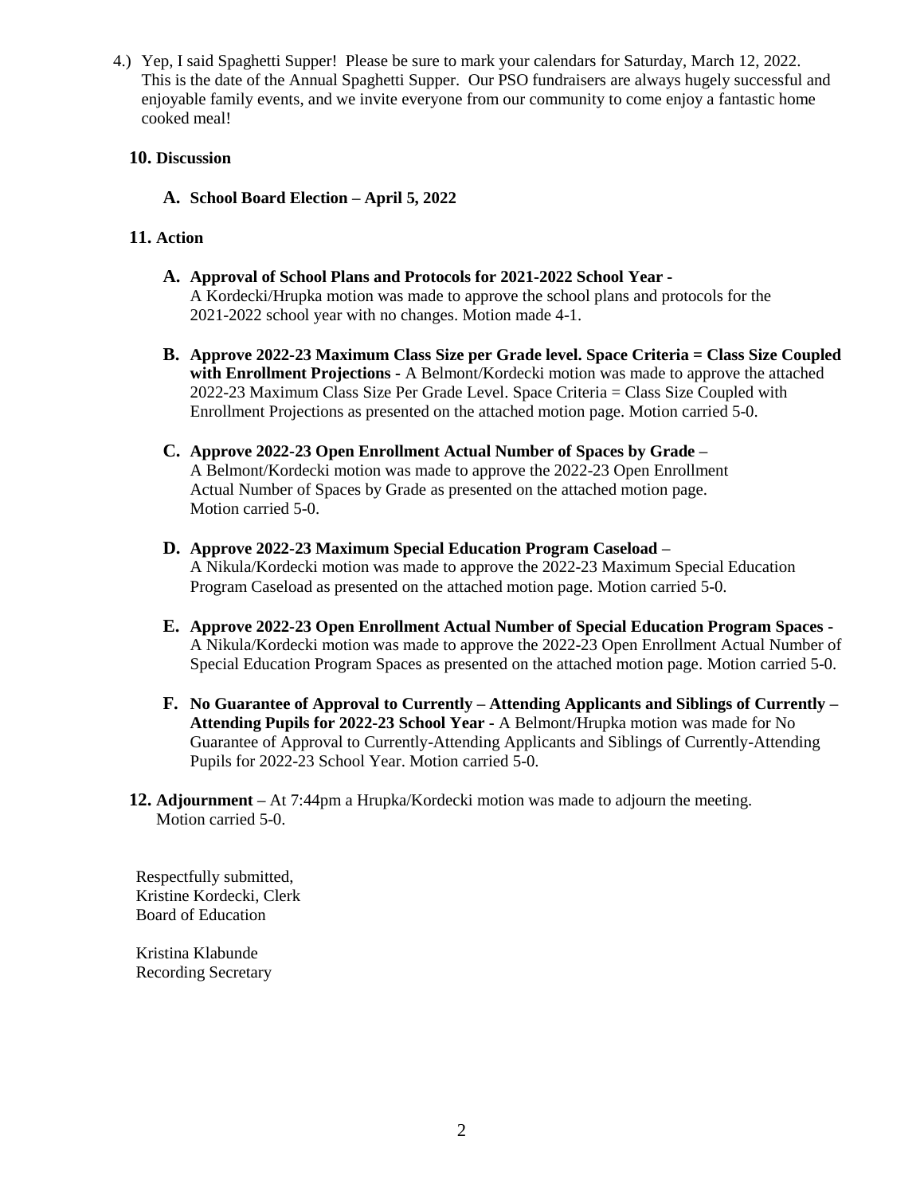4.) Yep, I said Spaghetti Supper! Please be sure to mark your calendars for Saturday, March 12, 2022. This is the date of the Annual Spaghetti Supper. Our PSO fundraisers are always hugely successful and enjoyable family events, and we invite everyone from our community to come enjoy a fantastic home cooked meal!

**10. Discussion**

**A. School Board Election – April 5, 2022**

**11. Action**

**A. Approval of School Plans and Protocols for 2021-2022 School Year -** A Kordecki/Hrupka motion was made to approve the school plans and protocols for the 2021-2022 school year with no changes. Motion made 4-1.

**B. Approve 2022-23 Maximum Class Size per Grade level. Space Criteria = Class Size Coupled with Enrollment Projections -** A Belmont/Kordecki motion was made to approve the attached 2022-23 Maximum Class Size Per Grade Level. Space Criteria = Class Size Coupled with Enrollment Projections as presented on the attached motion page. Motion carried 5-0.

**C. Approve 2022-23 Open Enrollment Actual Number of Spaces by Grade –** A Belmont/Kordecki motion was made to approve the 2022-23 Open Enrollment Actual Number of Spaces by Grade as presented on the attached motion page. Motion carried 5-0.

**D. Approve 2022-23 Maximum Special Education Program Caseload –** A Nikula/Kordecki motion was made to approve the 2022-23 Maximum Special Education Program Caseload as presented on the attached motion page. Motion carried 5-0.

**E. Approve 2022-23 Open Enrollment Actual Number of Special Education Program Spaces -** A Nikula/Kordecki motion was made to approve the 2022-23 Open Enrollment Actual Number of Special Education Program Spaces as presented on the attached motion page. Motion carried 5-0.

**F. No Guarantee of Approval to Currently – Attending Applicants and Siblings of Currently – Attending Pupils for 2022-23 School Year -** A Belmont/Hrupka motion was made for No Guarantee of Approval to Currently-Attending Applicants and Siblings of Currently-Attending Pupils for 2022-23 School Year. Motion carried 5-0.

**12. Adjournment –** At 7:44pm a Hrupka/Kordecki motion was made to adjourn the meeting. Motion carried 5-0.

Respectfully submitted,
Kristine Kordecki, Clerk
Board of Education

Kristina Klabunde
Recording Secretary